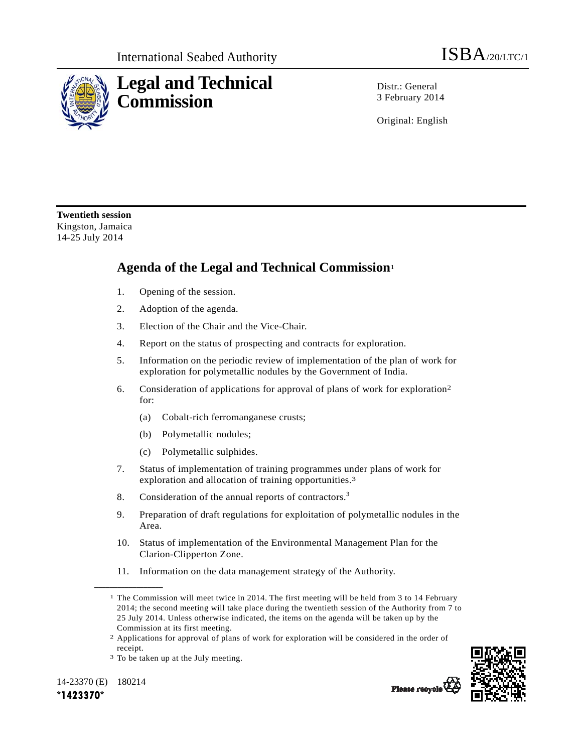International Seabed Authority ISBA/20/LTC/1

# Legal and Technical Commission

Distr.: General
3 February 2014

Original: English

**Twentieth session**
Kingston, Jamaica
14-25 July 2014

## Agenda of the Legal and Technical Commission[1]

1. Opening of the session.
2. Adoption of the agenda.
3. Election of the Chair and the Vice-Chair.
4. Report on the status of prospecting and contracts for exploration.
5. Information on the periodic review of implementation of the plan of work for exploration for polymetallic nodules by the Government of India.
6. Consideration of applications for approval of plans of work for exploration[2] for:
   - (a) Cobalt-rich ferromanganese crusts;
   - (b) Polymetallic nodules;
   - (c) Polymetallic sulphides.
7. Status of implementation of training programmes under plans of work for exploration and allocation of training opportunities.[3]
8. Consideration of the annual reports of contractors.[3]
9. Preparation of draft regulations for exploitation of polymetallic nodules in the Area.
10. Status of implementation of the Environmental Management Plan for the Clarion-Clipperton Zone.
11. Information on the data management strategy of the Authority.

---

[1] The Commission will meet twice in 2014. The first meeting will be held from 3 to 14 February 2014; the second meeting will take place during the twentieth session of the Authority from 7 to 25 July 2014. Unless otherwise indicated, the items on the agenda will be taken up by the Commission at its first meeting.

[2] Applications for approval of plans of work for exploration will be considered in the order of receipt.

[3] To be taken up at the July meeting.

14-23370 (E) 180214
*1423370*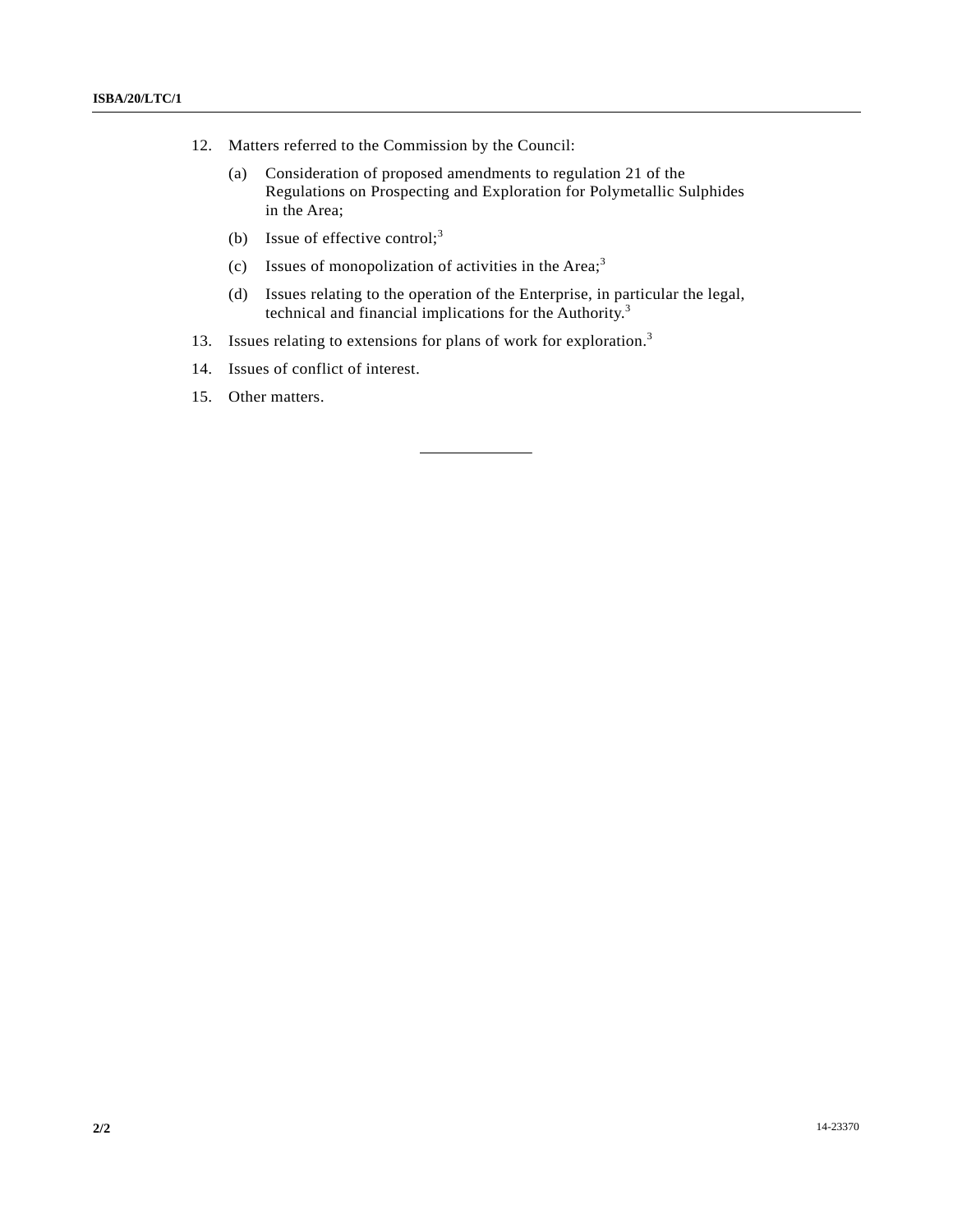12. Matters referred to the Commission by the Council:

    (a) Consideration of proposed amendments to regulation 21 of the Regulations on Prospecting and Exploration for Polymetallic Sulphides in the Area;

    (b) Issue of effective control;[3]

    (c) Issues of monopolization of activities in the Area;[3]

    (d) Issues relating to the operation of the Enterprise, in particular the legal, technical and financial implications for the Authority.[3]

13. Issues relating to extensions for plans of work for exploration.[3]

14. Issues of conflict of interest.

15. Other matters.